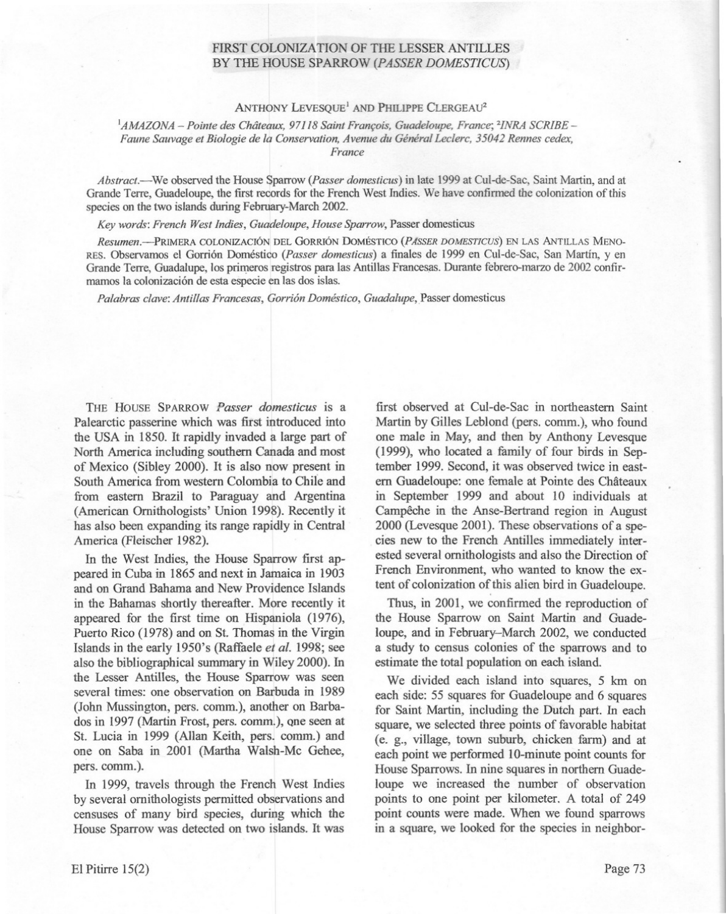# FIRST COLONIZATION OF THE LESSER ANTILLES BY THE HOUSE SPARROW (*PASSER DOMESTICUS*)

ANTHONY LEVESQUE[1] AND PHILIPPE CLERGEAU[2]

[1]*AMAZONA – Pointe des Châteaux, 97118 Saint François, Guadeloupe, France*; [2]*INRA SCRIBE – Faune Sauvage et Biologie de la Conservation, Avenue du Général Leclerc, 35042 Rennes cedex, France*

*Abstract.*—We observed the House Sparrow (*Passer domesticus*) in late 1999 at Cul-de-Sac, Saint Martin, and at Grande Terre, Guadeloupe, the first records for the French West Indies. We have confirmed the colonization of this species on the two islands during February-March 2002.

*Key words*: *French West Indies*, *Guadeloupe*, *House Sparrow*, Passer domesticus

*Resumen.*—PRIMERA COLONIZACIÓN DEL GORRIÓN DOMÉSTICO (*PASSER DOMESTICUS*) EN LAS ANTILLAS MENORES. Observamos el Gorrión Doméstico (*Passer domesticus*) a finales de 1999 en Cul-de-Sac, San Martín, y en Grande Terre, Guadalupe, los primeros registros para las Antillas Francesas. Durante febrero-marzo de 2002 confirmamos la colonización de esta especie en las dos islas.

*Palabras clave*: *Antillas Francesas*, *Gorrión Doméstico*, *Guadalupe*, Passer domesticus

THE HOUSE SPARROW *Passer domesticus* is a Palearctic passerine which was first introduced into the USA in 1850. It rapidly invaded a large part of North America including southern Canada and most of Mexico (Sibley 2000). It is also now present in South America from western Colombia to Chile and from eastern Brazil to Paraguay and Argentina (American Ornithologists' Union 1998). Recently it has also been expanding its range rapidly in Central America (Fleischer 1982).

In the West Indies, the House Sparrow first appeared in Cuba in 1865 and next in Jamaica in 1903 and on Grand Bahama and New Providence Islands in the Bahamas shortly thereafter. More recently it appeared for the first time on Hispaniola (1976), Puerto Rico (1978) and on St. Thomas in the Virgin Islands in the early 1950's (Raffaele *et al.* 1998; see also the bibliographical summary in Wiley 2000). In the Lesser Antilles, the House Sparrow was seen several times: one observation on Barbuda in 1989 (John Mussington, pers. comm.), another on Barbados in 1997 (Martin Frost, pers. comm.), one seen at St. Lucia in 1999 (Allan Keith, pers. comm.) and one on Saba in 2001 (Martha Walsh-Mc Gehee, pers. comm.).

In 1999, travels through the French West Indies by several ornithologists permitted observations and censuses of many bird species, during which the House Sparrow was detected on two islands. It was first observed at Cul-de-Sac in northeastern Saint Martin by Gilles Leblond (pers. comm.), who found one male in May, and then by Anthony Levesque (1999), who located a family of four birds in September 1999. Second, it was observed twice in eastern Guadeloupe: one female at Pointe des Châteaux in September 1999 and about 10 individuals at Campêche in the Anse-Bertrand region in August 2000 (Levesque 2001). These observations of a species new to the French Antilles immediately interested several ornithologists and also the Direction of French Environment, who wanted to know the extent of colonization of this alien bird in Guadeloupe.

Thus, in 2001, we confirmed the reproduction of the House Sparrow on Saint Martin and Guadeloupe, and in February–March 2002, we conducted a study to census colonies of the sparrows and to estimate the total population on each island.

We divided each island into squares, 5 km on each side: 55 squares for Guadeloupe and 6 squares for Saint Martin, including the Dutch part. In each square, we selected three points of favorable habitat (e. g., village, town suburb, chicken farm) and at each point we performed 10-minute point counts for House Sparrows. In nine squares in northern Guadeloupe we increased the number of observation points to one point per kilometer. A total of 249 point counts were made. When we found sparrows in a square, we looked for the species in neighbor-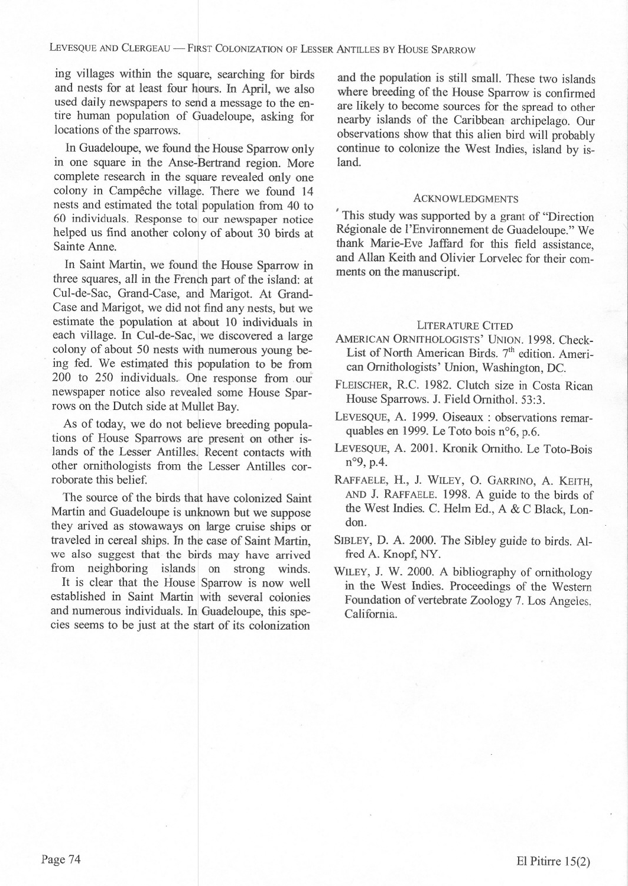ing villages within the square, searching for birds and nests for at least four hours. In April, we also used daily newspapers to send a message to the entire human population of Guadeloupe, asking for locations of the sparrows.

In Guadeloupe, we found the House Sparrow only in one square in the Anse-Bertrand region. More complete research in the square revealed only one colony in Campêche village. There we found 14 nests and estimated the total population from 40 to 60 individuals. Response to our newspaper notice helped us find another colony of about 30 birds at Sainte Anne.

In Saint Martin, we found the House Sparrow in three squares, all in the French part of the island: at Cul-de-Sac, Grand-Case, and Marigot. At Grand-Case and Marigot, we did not find any nests, but we estimate the population at about 10 individuals in each village. In Cul-de-Sac, we discovered a large colony of about 50 nests with numerous young being fed. We estimated this population to be from 200 to 250 individuals. One response from our newspaper notice also revealed some House Sparrows on the Dutch side at Mullet Bay.

As of today, we do not believe breeding populations of House Sparrows are present on other islands of the Lesser Antilles. Recent contacts with other ornithologists from the Lesser Antilles corroborate this belief.

The source of the birds that have colonized Saint Martin and Guadeloupe is unknown but we suppose they arived as stowaways on large cruise ships or traveled in cereal ships. In the case of Saint Martin, we also suggest that the birds may have arrived from neighboring islands on strong winds.

It is clear that the House Sparrow is now well established in Saint Martin with several colonies and numerous individuals. In Guadeloupe, this species seems to be just at the start of its colonization and the population is still small. These two islands where breeding of the House Sparrow is confirmed are likely to become sources for the spread to other nearby islands of the Caribbean archipelago. Our observations show that this alien bird will probably continue to colonize the West Indies, island by island.

## Acknowledgments

This study was supported by a grant of "Direction Régionale de l'Environnement de Guadeloupe." We thank Marie-Eve Jaffard for this field assistance, and Allan Keith and Olivier Lorvelec for their comments on the manuscript.

## Literature Cited

American Ornithologists' Union. 1998. Check-List of North American Birds. 7th edition. American Ornithologists' Union, Washington, DC.

Fleischer, R.C. 1982. Clutch size in Costa Rican House Sparrows. J. Field Ornithol. 53:3.

Levesque, A. 1999. Oiseaux : observations remarquables en 1999. Le Toto bois n°6, p.6.

Levesque, A. 2001. Kronik Ornitho. Le Toto-Bois n°9, p.4.

Raffaele, H., J. Wiley, O. Garrino, A. Keith, and J. Raffaele. 1998. A guide to the birds of the West Indies. C. Helm Ed., A & C Black, London.

Sibley, D. A. 2000. The Sibley guide to birds. Alfred A. Knopf, NY.

Wiley, J. W. 2000. A bibliography of ornithology in the West Indies. Proceedings of the Western Foundation of vertebrate Zoology 7. Los Angeles. California.